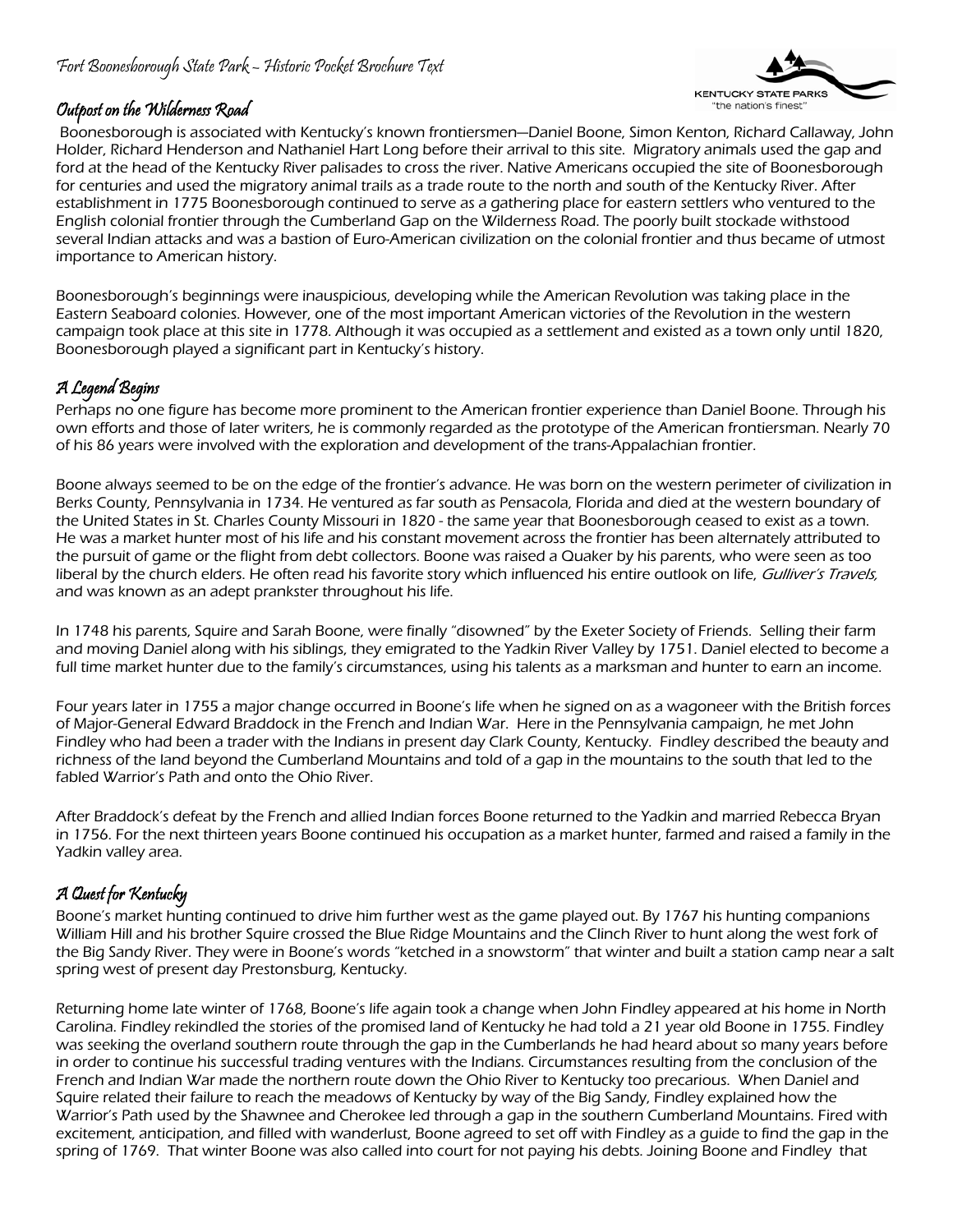Fort Boonesborough State Park – Historic Pocket Brochure Text

## Outpost on the Wilderness Road

Boonesborough is associated with Kentucky's known frontiersmen—Daniel Boone, Simon Kenton, Richard Callaway, John Holder, Richard Henderson and Nathaniel Hart Long before their arrival to this site. Migratory animals used the gap and ford at the head of the Kentucky River palisades to cross the river. Native Americans occupied the site of Boonesborough for centuries and used the migratory animal trails as a trade route to the north and south of the Kentucky River. After establishment in 1775 Boonesborough continued to serve as a gathering place for eastern settlers who ventured to the English colonial frontier through the Cumberland Gap on the Wilderness Road. The poorly built stockade withstood several Indian attacks and was a bastion of Euro-American civilization on the colonial frontier and thus became of utmost importance to American history.

Boonesborough's beginnings were inauspicious, developing while the American Revolution was taking place in the Eastern Seaboard colonies. However, one of the most important American victories of the Revolution in the western campaign took place at this site in 1778. Although it was occupied as a settlement and existed as a town only until 1820, Boonesborough played a significant part in Kentucky's history.

## A Legend Begins

Perhaps no one figure has become more prominent to the American frontier experience than Daniel Boone. Through his own efforts and those of later writers, he is commonly regarded as the prototype of the American frontiersman. Nearly 70 of his 86 years were involved with the exploration and development of the trans-Appalachian frontier.

Boone always seemed to be on the edge of the frontier's advance. He was born on the western perimeter of civilization in Berks County, Pennsylvania in 1734. He ventured as far south as Pensacola, Florida and died at the western boundary of the United States in St. Charles County Missouri in 1820 - the same year that Boonesborough ceased to exist as a town. He was a market hunter most of his life and his constant movement across the frontier has been alternately attributed to the pursuit of game or the flight from debt collectors. Boone was raised a Quaker by his parents, who were seen as too liberal by the church elders. He often read his favorite story which influenced his entire outlook on life, *Gulliver's Travels,* and was known as an adept prankster throughout his life.

In 1748 his parents, Squire and Sarah Boone, were finally "disowned" by the Exeter Society of Friends. Selling their farm and moving Daniel along with his siblings, they emigrated to the Yadkin River Valley by 1751. Daniel elected to become a full time market hunter due to the family's circumstances, using his talents as a marksman and hunter to earn an income.

Four years later in 1755 a major change occurred in Boone's life when he signed on as a wagoneer with the British forces of Major-General Edward Braddock in the French and Indian War. Here in the Pennsylvania campaign, he met John Findley who had been a trader with the Indians in present day Clark County, Kentucky. Findley described the beauty and richness of the land beyond the Cumberland Mountains and told of a gap in the mountains to the south that led to the fabled Warrior's Path and onto the Ohio River.

After Braddock's defeat by the French and allied Indian forces Boone returned to the Yadkin and married Rebecca Bryan in 1756. For the next thirteen years Boone continued his occupation as a market hunter, farmed and raised a family in the Yadkin valley area.

## A Quest for Kentucky

Boone's market hunting continued to drive him further west as the game played out. By 1767 his hunting companions William Hill and his brother Squire crossed the Blue Ridge Mountains and the Clinch River to hunt along the west fork of the Big Sandy River. They were in Boone's words "ketched in a snowstorm" that winter and built a station camp near a salt spring west of present day Prestonsburg, Kentucky.

Returning home late winter of 1768, Boone's life again took a change when John Findley appeared at his home in North Carolina. Findley rekindled the stories of the promised land of Kentucky he had told a 21 year old Boone in 1755. Findley was seeking the overland southern route through the gap in the Cumberlands he had heard about so many years before in order to continue his successful trading ventures with the Indians. Circumstances resulting from the conclusion of the French and Indian War made the northern route down the Ohio River to Kentucky too precarious. When Daniel and Squire related their failure to reach the meadows of Kentucky by way of the Big Sandy, Findley explained how the Warrior's Path used by the Shawnee and Cherokee led through a gap in the southern Cumberland Mountains. Fired with excitement, anticipation, and filled with wanderlust, Boone agreed to set off with Findley as a guide to find the gap in the spring of 1769. That winter Boone was also called into court for not paying his debts. Joining Boone and Findley that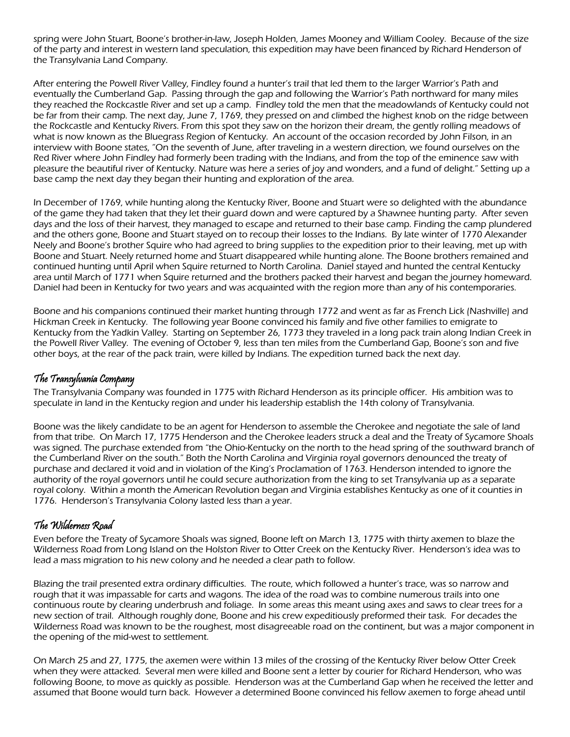spring were John Stuart, Boone's brother-in-law, Joseph Holden, James Mooney and William Cooley. Because of the size of the party and interest in western land speculation, this expedition may have been financed by Richard Henderson of the Transylvania Land Company.

After entering the Powell River Valley, Findley found a hunter's trail that led them to the larger Warrior's Path and eventually the Cumberland Gap. Passing through the gap and following the Warrior's Path northward for many miles they reached the Rockcastle River and set up a camp. Findley told the men that the meadowlands of Kentucky could not be far from their camp. The next day, June 7, 1769, they pressed on and climbed the highest knob on the ridge between the Rockcastle and Kentucky Rivers. From this spot they saw on the horizon their dream, the gently rolling meadows of what is now known as the Bluegrass Region of Kentucky. An account of the occasion recorded by John Filson, in an interview with Boone states, "On the seventh of June, after traveling in a western direction, we found ourselves on the Red River where John Findley had formerly been trading with the Indians, and from the top of the eminence saw with pleasure the beautiful river of Kentucky. Nature was here a series of joy and wonders, and a fund of delight." Setting up a base camp the next day they began their hunting and exploration of the area.

In December of 1769, while hunting along the Kentucky River, Boone and Stuart were so delighted with the abundance of the game they had taken that they let their guard down and were captured by a Shawnee hunting party. After seven days and the loss of their harvest, they managed to escape and returned to their base camp. Finding the camp plundered and the others gone, Boone and Stuart stayed on to recoup their losses to the Indians. By late winter of 1770 Alexander Neely and Boone's brother Squire who had agreed to bring supplies to the expedition prior to their leaving, met up with Boone and Stuart. Neely returned home and Stuart disappeared while hunting alone. The Boone brothers remained and continued hunting until April when Squire returned to North Carolina. Daniel stayed and hunted the central Kentucky area until March of 1771 when Squire returned and the brothers packed their harvest and began the journey homeward. Daniel had been in Kentucky for two years and was acquainted with the region more than any of his contemporaries.

Boone and his companions continued their market hunting through 1772 and went as far as French Lick (Nashville) and Hickman Creek in Kentucky. The following year Boone convinced his family and five other families to emigrate to Kentucky from the Yadkin Valley. Starting on September 26, 1773 they traveled in a long pack train along Indian Creek in the Powell River Valley. The evening of October 9, less than ten miles from the Cumberland Gap, Boone's son and five other boys, at the rear of the pack train, were killed by Indians. The expedition turned back the next day.

## *The Transylvania Company*

The Transylvania Company was founded in 1775 with Richard Henderson as its principle officer. His ambition was to speculate in land in the Kentucky region and under his leadership establish the 14th colony of Transylvania.

Boone was the likely candidate to be an agent for Henderson to assemble the Cherokee and negotiate the sale of land from that tribe. On March 17, 1775 Henderson and the Cherokee leaders struck a deal and the Treaty of Sycamore Shoals was signed. The purchase extended from "the Ohio-Kentucky on the north to the head spring of the southward branch of the Cumberland River on the south." Both the North Carolina and Virginia royal governors denounced the treaty of purchase and declared it void and in violation of the King's Proclamation of 1763. Henderson intended to ignore the authority of the royal governors until he could secure authorization from the king to set Transylvania up as a separate royal colony. Within a month the American Revolution began and Virginia establishes Kentucky as one of it counties in 1776. Henderson's Transylvania Colony lasted less than a year.

## *The Wilderness Road*

Even before the Treaty of Sycamore Shoals was signed, Boone left on March 13, 1775 with thirty axemen to blaze the Wilderness Road from Long Island on the Holston River to Otter Creek on the Kentucky River. Henderson's idea was to lead a mass migration to his new colony and he needed a clear path to follow.

Blazing the trail presented extra ordinary difficulties. The route, which followed a hunter's trace, was so narrow and rough that it was impassable for carts and wagons. The idea of the road was to combine numerous trails into one continuous route by clearing underbrush and foliage. In some areas this meant using axes and saws to clear trees for a new section of trail. Although roughly done, Boone and his crew expeditiously preformed their task. For decades the Wilderness Road was known to be the roughest, most disagreeable road on the continent, but was a major component in the opening of the mid-west to settlement.

On March 25 and 27, 1775, the axemen were within 13 miles of the crossing of the Kentucky River below Otter Creek when they were attacked. Several men were killed and Boone sent a letter by courier for Richard Henderson, who was following Boone, to move as quickly as possible. Henderson was at the Cumberland Gap when he received the letter and assumed that Boone would turn back. However a determined Boone convinced his fellow axemen to forge ahead until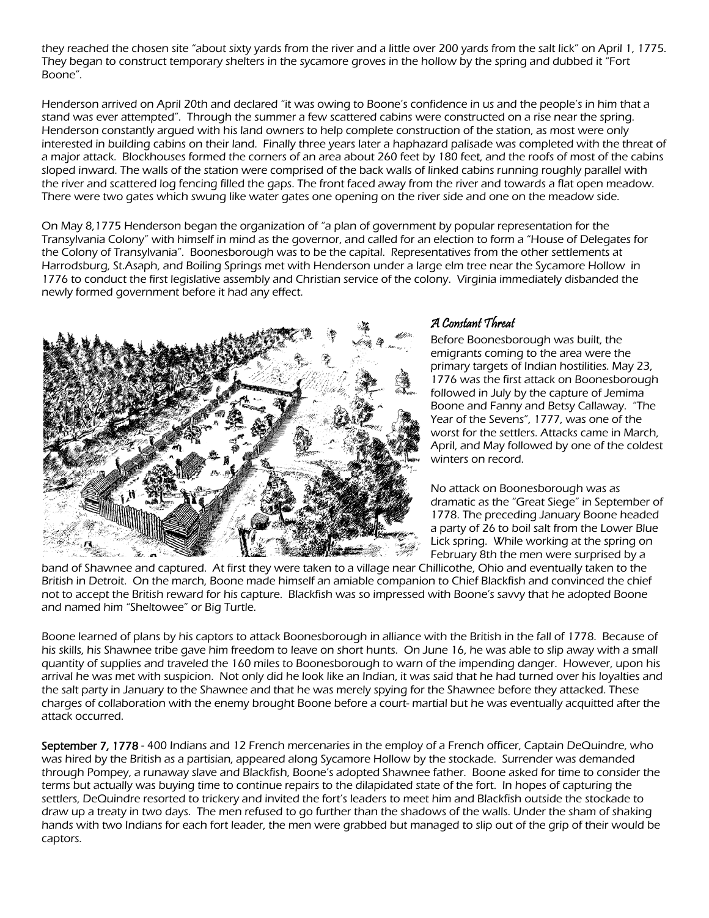they reached the chosen site "about sixty yards from the river and a little over 200 yards from the salt lick" on April 1, 1775. They began to construct temporary shelters in the sycamore groves in the hollow by the spring and dubbed it "Fort Boone".

Henderson arrived on April 20th and declared "it was owing to Boone's confidence in us and the people's in him that a stand was ever attempted". Through the summer a few scattered cabins were constructed on a rise near the spring. Henderson constantly argued with his land owners to help complete construction of the station, as most were only interested in building cabins on their land. Finally three years later a haphazard palisade was completed with the threat of a major attack. Blockhouses formed the corners of an area about 260 feet by 180 feet, and the roofs of most of the cabins sloped inward. The walls of the station were comprised of the back walls of linked cabins running roughly parallel with the river and scattered log fencing filled the gaps. The front faced away from the river and towards a flat open meadow. There were two gates which swung like water gates one opening on the river side and one on the meadow side.

On May 8,1775 Henderson began the organization of "a plan of government by popular representation for the Transylvania Colony" with himself in mind as the governor, and called for an election to form a "House of Delegates for the Colony of Transylvania". Boonesborough was to be the capital. Representatives from the other settlements at Harrodsburg, St.Asaph, and Boiling Springs met with Henderson under a large elm tree near the Sycamore Hollow in 1776 to conduct the first legislative assembly and Christian service of the colony. Virginia immediately disbanded the newly formed government before it had any effect.

## *A Constant Threat*

Before Boonesborough was built, the emigrants coming to the area were the primary targets of Indian hostilities. May 23, 1776 was the first attack on Boonesborough followed in July by the capture of Jemima Boone and Fanny and Betsy Callaway. "The Year of the Sevens", 1777, was one of the worst for the settlers. Attacks came in March, April, and May followed by one of the coldest winters on record.

No attack on Boonesborough was as dramatic as the "Great Siege" in September of 1778. The preceding January Boone headed a party of 26 to boil salt from the Lower Blue Lick spring. While working at the spring on February 8th the men were surprised by a band of Shawnee and captured. At first they were taken to a village near Chillicothe, Ohio and eventually taken to the British in Detroit. On the march, Boone made himself an amiable companion to Chief Blackfish and convinced the chief not to accept the British reward for his capture. Blackfish was so impressed with Boone's savvy that he adopted Boone and named him "Sheltowee" or Big Turtle.

Boone learned of plans by his captors to attack Boonesborough in alliance with the British in the fall of 1778. Because of his skills, his Shawnee tribe gave him freedom to leave on short hunts. On June 16, he was able to slip away with a small quantity of supplies and traveled the 160 miles to Boonesborough to warn of the impending danger. However, upon his arrival he was met with suspicion. Not only did he look like an Indian, it was said that he had turned over his loyalties and the salt party in January to the Shawnee and that he was merely spying for the Shawnee before they attacked. These charges of collaboration with the enemy brought Boone before a court- martial but he was eventually acquitted after the attack occurred.

**September 7, 1778** - 400 Indians and 12 French mercenaries in the employ of a French officer, Captain DeQuindre, who was hired by the British as a partisian, appeared along Sycamore Hollow by the stockade. Surrender was demanded through Pompey, a runaway slave and Blackfish, Boone's adopted Shawnee father. Boone asked for time to consider the terms but actually was buying time to continue repairs to the dilapidated state of the fort. In hopes of capturing the settlers, DeQuindre resorted to trickery and invited the fort's leaders to meet him and Blackfish outside the stockade to draw up a treaty in two days. The men refused to go further than the shadows of the walls. Under the sham of shaking hands with two Indians for each fort leader, the men were grabbed but managed to slip out of the grip of their would be captors.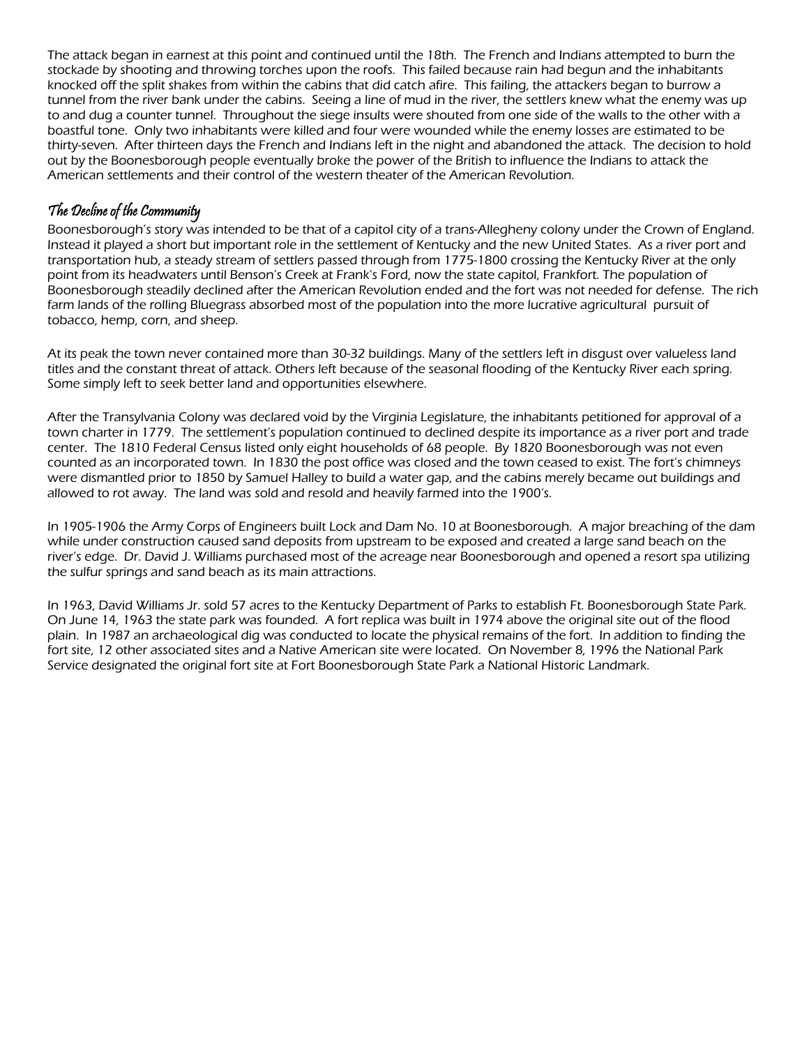The attack began in earnest at this point and continued until the 18th. The French and Indians attempted to burn the stockade by shooting and throwing torches upon the roofs. This failed because rain had begun and the inhabitants knocked off the split shakes from within the cabins that did catch afire. This failing, the attackers began to burrow a tunnel from the river bank under the cabins. Seeing a line of mud in the river, the settlers knew what the enemy was up to and dug a counter tunnel. Throughout the siege insults were shouted from one side of the walls to the other with a boastful tone. Only two inhabitants were killed and four were wounded while the enemy losses are estimated to be thirty-seven. After thirteen days the French and Indians left in the night and abandoned the attack. The decision to hold out by the Boonesborough people eventually broke the power of the British to influence the Indians to attack the American settlements and their control of the western theater of the American Revolution.

## The Decline of the Community

Boonesborough's story was intended to be that of a capitol city of a trans-Allegheny colony under the Crown of England. Instead it played a short but important role in the settlement of Kentucky and the new United States. As a river port and transportation hub, a steady stream of settlers passed through from 1775-1800 crossing the Kentucky River at the only point from its headwaters until Benson's Creek at Frank's Ford, now the state capitol, Frankfort. The population of Boonesborough steadily declined after the American Revolution ended and the fort was not needed for defense. The rich farm lands of the rolling Bluegrass absorbed most of the population into the more lucrative agricultural pursuit of tobacco, hemp, corn, and sheep.

At its peak the town never contained more than 30-32 buildings. Many of the settlers left in disgust over valueless land titles and the constant threat of attack. Others left because of the seasonal flooding of the Kentucky River each spring. Some simply left to seek better land and opportunities elsewhere.

After the Transylvania Colony was declared void by the Virginia Legislature, the inhabitants petitioned for approval of a town charter in 1779. The settlement's population continued to declined despite its importance as a river port and trade center. The 1810 Federal Census listed only eight households of 68 people. By 1820 Boonesborough was not even counted as an incorporated town. In 1830 the post office was closed and the town ceased to exist. The fort's chimneys were dismantled prior to 1850 by Samuel Halley to build a water gap, and the cabins merely became out buildings and allowed to rot away. The land was sold and resold and heavily farmed into the 1900's.

In 1905-1906 the Army Corps of Engineers built Lock and Dam No. 10 at Boonesborough. A major breaching of the dam while under construction caused sand deposits from upstream to be exposed and created a large sand beach on the river's edge. Dr. David J. Williams purchased most of the acreage near Boonesborough and opened a resort spa utilizing the sulfur springs and sand beach as its main attractions.

In 1963, David Williams Jr. sold 57 acres to the Kentucky Department of Parks to establish Ft. Boonesborough State Park. On June 14, 1963 the state park was founded. A fort replica was built in 1974 above the original site out of the flood plain. In 1987 an archaeological dig was conducted to locate the physical remains of the fort. In addition to finding the fort site, 12 other associated sites and a Native American site were located. On November 8, 1996 the National Park Service designated the original fort site at Fort Boonesborough State Park a National Historic Landmark.